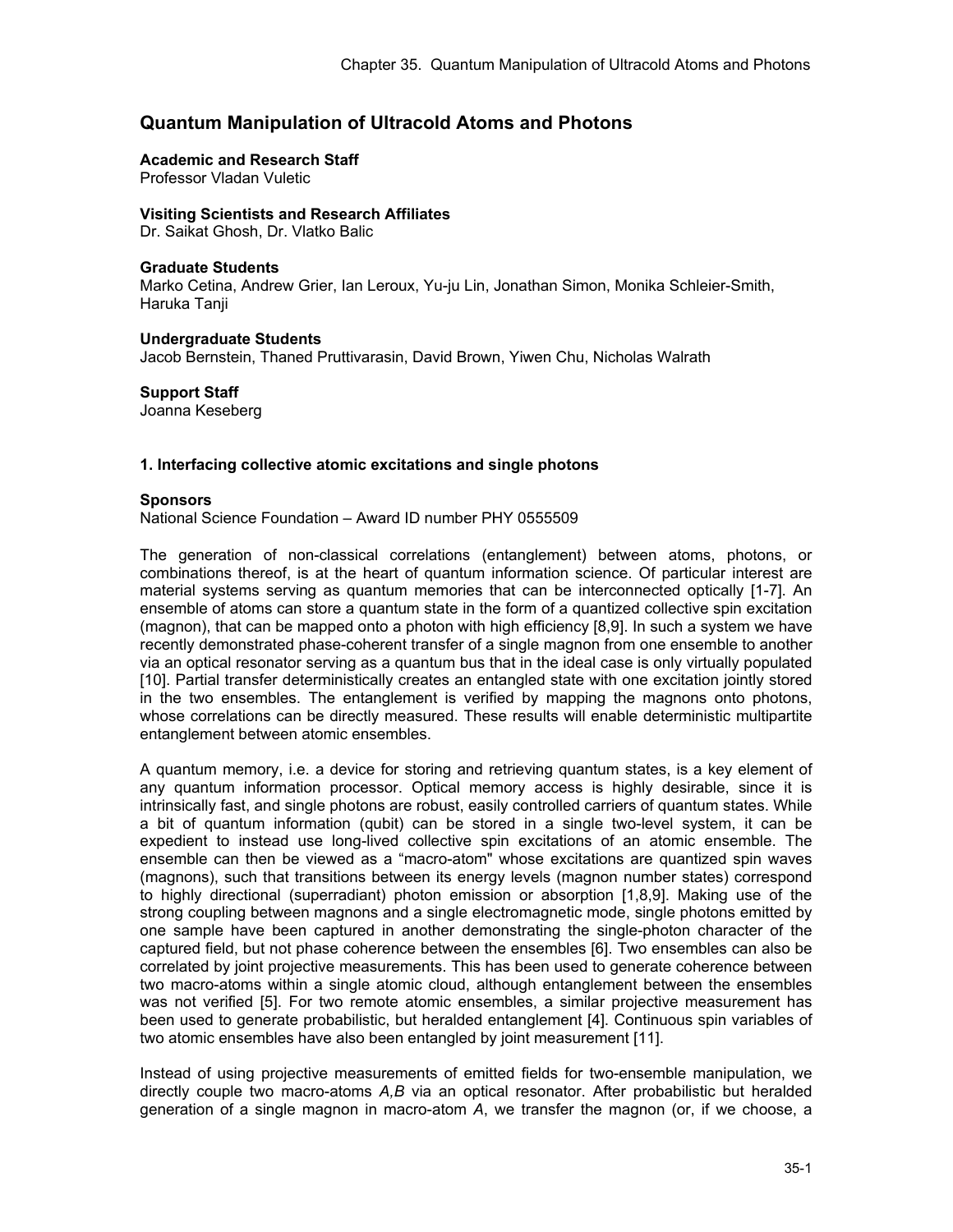# Quantum Manipulation of Ultracold Atoms and Photons

**Academic and Research Staff**
Professor Vladan Vuletic

**Visiting Scientists and Research Affiliates**
Dr. Saikat Ghosh, Dr. Vlatko Balic

**Graduate Students**
Marko Cetina, Andrew Grier, Ian Leroux, Yu-ju Lin, Jonathan Simon, Monika Schleier-Smith, Haruka Tanji

**Undergraduate Students**
Jacob Bernstein, Thaned Pruttivarasin, David Brown, Yiwen Chu, Nicholas Walrath

**Support Staff**
Joanna Keseberg

## 1. Interfacing collective atomic excitations and single photons

**Sponsors**
National Science Foundation – Award ID number PHY 0555509

The generation of non-classical correlations (entanglement) between atoms, photons, or combinations thereof, is at the heart of quantum information science. Of particular interest are material systems serving as quantum memories that can be interconnected optically [1-7]. An ensemble of atoms can store a quantum state in the form of a quantized collective spin excitation (magnon), that can be mapped onto a photon with high efficiency [8,9]. In such a system we have recently demonstrated phase-coherent transfer of a single magnon from one ensemble to another via an optical resonator serving as a quantum bus that in the ideal case is only virtually populated [10]. Partial transfer deterministically creates an entangled state with one excitation jointly stored in the two ensembles. The entanglement is verified by mapping the magnons onto photons, whose correlations can be directly measured. These results will enable deterministic multipartite entanglement between atomic ensembles.

A quantum memory, i.e. a device for storing and retrieving quantum states, is a key element of any quantum information processor. Optical memory access is highly desirable, since it is intrinsically fast, and single photons are robust, easily controlled carriers of quantum states. While a bit of quantum information (qubit) can be stored in a single two-level system, it can be expedient to instead use long-lived collective spin excitations of an atomic ensemble. The ensemble can then be viewed as a "macro-atom" whose excitations are quantized spin waves (magnons), such that transitions between its energy levels (magnon number states) correspond to highly directional (superradiant) photon emission or absorption [1,8,9]. Making use of the strong coupling between magnons and a single electromagnetic mode, single photons emitted by one sample have been captured in another demonstrating the single-photon character of the captured field, but not phase coherence between the ensembles [6]. Two ensembles can also be correlated by joint projective measurements. This has been used to generate coherence between two macro-atoms within a single atomic cloud, although entanglement between the ensembles was not verified [5]. For two remote atomic ensembles, a similar projective measurement has been used to generate probabilistic, but heralded entanglement [4]. Continuous spin variables of two atomic ensembles have also been entangled by joint measurement [11].

Instead of using projective measurements of emitted fields for two-ensemble manipulation, we directly couple two macro-atoms *A,B* via an optical resonator. After probabilistic but heralded generation of a single magnon in macro-atom *A*, we transfer the magnon (or, if we choose, a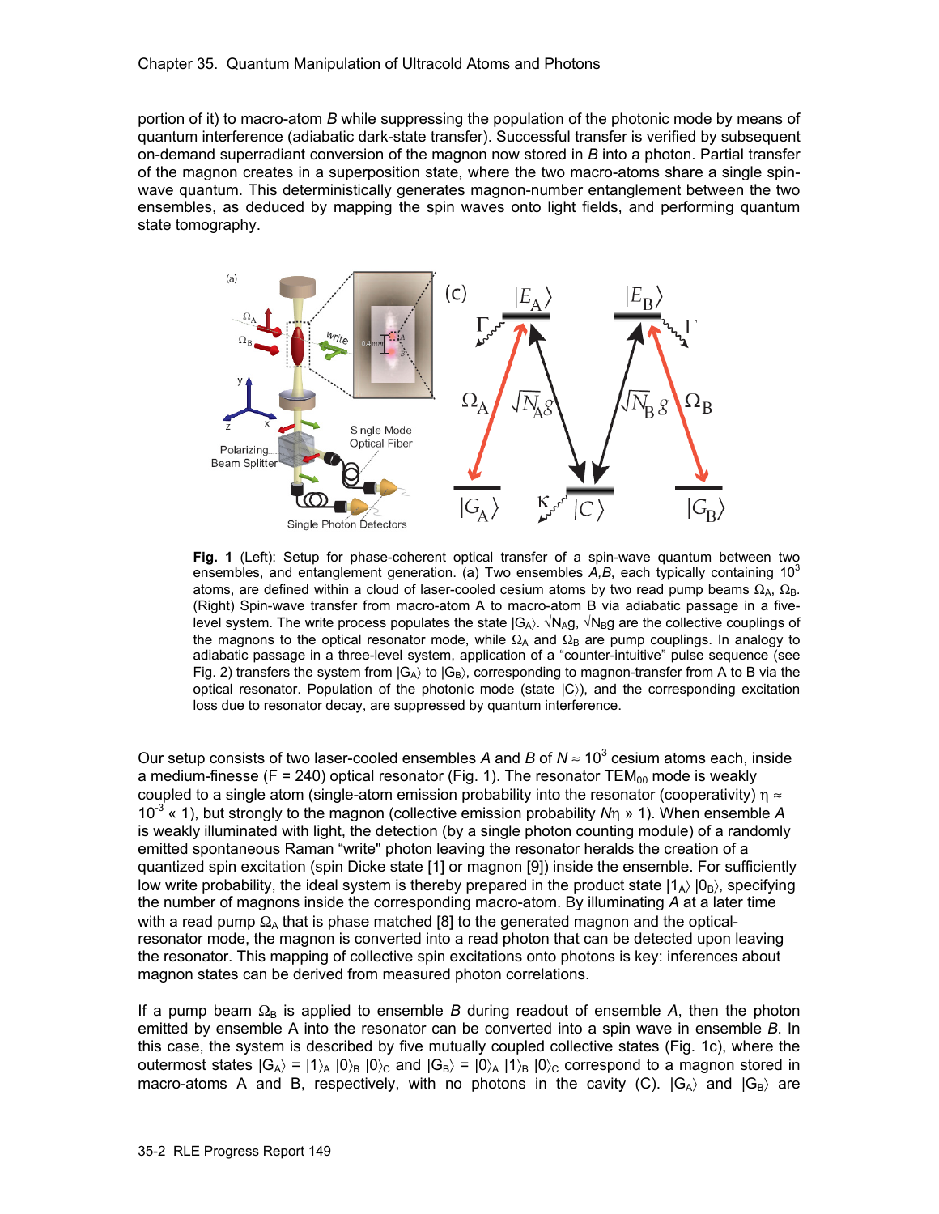portion of it) to macro-atom *B* while suppressing the population of the photonic mode by means of quantum interference (adiabatic dark-state transfer). Successful transfer is verified by subsequent on-demand superradiant conversion of the magnon now stored in *B* into a photon. Partial transfer of the magnon creates in a superposition state, where the two macro-atoms share a single spin-wave quantum. This deterministically generates magnon-number entanglement between the two ensembles, as deduced by mapping the spin waves onto light fields, and performing quantum state tomography.

**Fig. 1** (Left): Setup for phase-coherent optical transfer of a spin-wave quantum between two ensembles, and entanglement generation. (a) Two ensembles *A*,*B*, each typically containing $10^3$ atoms, are defined within a cloud of laser-cooled cesium atoms by two read pump beams $\Omega_A$, $\Omega_B$. (Right) Spin-wave transfer from macro-atom A to macro-atom B via adiabatic passage in a five-level system. The write process populates the state $|G_A\rangle$. $\sqrt{N_A}g$, $\sqrt{N_B}g$ are the collective couplings of the magnons to the optical resonator mode, while $\Omega_A$ and $\Omega_B$ are pump couplings. In analogy to adiabatic passage in a three-level system, application of a "counter-intuitive" pulse sequence (see Fig. 2) transfers the system from $|G_A\rangle$ to $|G_B\rangle$, corresponding to magnon-transfer from A to B via the optical resonator. Population of the photonic mode (state $|C\rangle$), and the corresponding excitation loss due to resonator decay, are suppressed by quantum interference.

Our setup consists of two laser-cooled ensembles *A* and *B* of $N \approx 10^3$ cesium atoms each, inside a medium-finesse ($F = 240$) optical resonator (Fig. 1). The resonator $TEM_{00}$ mode is weakly coupled to a single atom (single-atom emission probability into the resonator (cooperativity) $\eta \approx 10^{-3} \ll 1$), but strongly to the magnon (collective emission probability $N\eta \gg 1$). When ensemble *A* is weakly illuminated with light, the detection (by a single photon counting module) of a randomly emitted spontaneous Raman "write" photon leaving the resonator heralds the creation of a quantized spin excitation (spin Dicke state [1] or magnon [9]) inside the ensemble. For sufficiently low write probability, the ideal system is thereby prepared in the product state $|1_A\rangle\,|0_B\rangle$, specifying the number of magnons inside the corresponding macro-atom. By illuminating *A* at a later time with a read pump $\Omega_A$ that is phase matched [8] to the generated magnon and the optical-resonator mode, the magnon is converted into a read photon that can be detected upon leaving the resonator. This mapping of collective spin excitations onto photons is key: inferences about magnon states can be derived from measured photon correlations.

If a pump beam $\Omega_B$ is applied to ensemble *B* during readout of ensemble *A*, then the photon emitted by ensemble A into the resonator can be converted into a spin wave in ensemble *B*. In this case, the system is described by five mutually coupled collective states (Fig. 1c), where the outermost states $|G_A\rangle = |1\rangle_A\,|0\rangle_B\,|0\rangle_C$ and $|G_B\rangle = |0\rangle_A\,|1\rangle_B\,|0\rangle_C$ correspond to a magnon stored in macro-atoms A and B, respectively, with no photons in the cavity (C). $|G_A\rangle$ and $|G_B\rangle$ are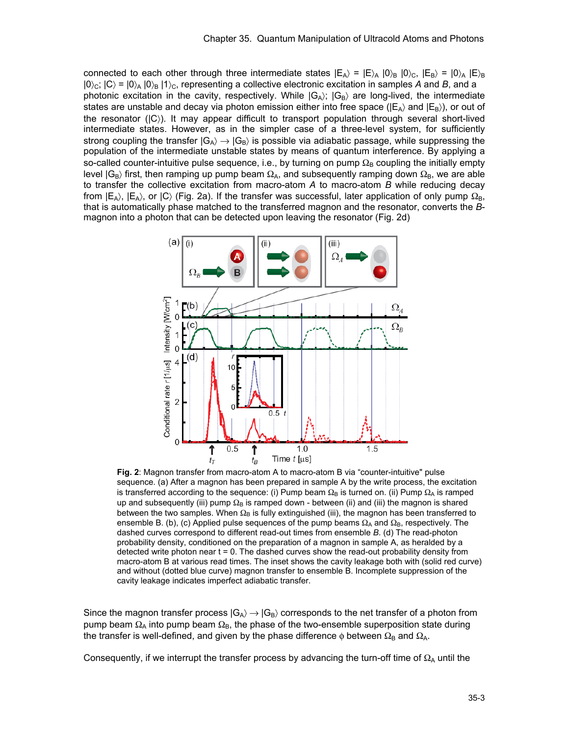connected to each other through three intermediate states $|E_A\rangle = |E\rangle_A |0\rangle_B |0\rangle_C$, $|E_B\rangle = |0\rangle_A |E\rangle_B |0\rangle_C$; $|C\rangle = |0\rangle_A |0\rangle_B |1\rangle_C$, representing a collective electronic excitation in samples *A* and *B*, and a photonic excitation in the cavity, respectively. While $|G_A\rangle$; $|G_B\rangle$ are long-lived, the intermediate states are unstable and decay via photon emission either into free space ($|E_A\rangle$ and $|E_B\rangle$), or out of the resonator ($|C\rangle$). It may appear difficult to transport population through several short-lived intermediate states. However, as in the simpler case of a three-level system, for sufficiently strong coupling the transfer $|G_A\rangle \rightarrow |G_B\rangle$ is possible via adiabatic passage, while suppressing the population of the intermediate unstable states by means of quantum interference. By applying a so-called counter-intuitive pulse sequence, i.e., by turning on pump $\Omega_B$ coupling the initially empty level $|G_B\rangle$ first, then ramping up pump beam $\Omega_A$, and subsequently ramping down $\Omega_B$, we are able to transfer the collective excitation from macro-atom *A* to macro-atom *B* while reducing decay from $|E_A\rangle$, $|E_A\rangle$, or $|C\rangle$ (Fig. 2a). If the transfer was successful, later application of only pump $\Omega_B$, that is automatically phase matched to the transferred magnon and the resonator, converts the *B*-magnon into a photon that can be detected upon leaving the resonator (Fig. 2d)

**Fig. 2**: Magnon transfer from macro-atom A to macro-atom B via "counter-intuitive" pulse sequence. (a) After a magnon has been prepared in sample A by the write process, the excitation is transferred according to the sequence: (i) Pump beam $\Omega_B$ is turned on. (ii) Pump $\Omega_A$ is ramped up and subsequently (iii) pump $\Omega_B$ is ramped down - between (ii) and (iii) the magnon is shared between the two samples. When $\Omega_B$ is fully extinguished (iii), the magnon has been transferred to ensemble B. (b), (c) Applied pulse sequences of the pump beams $\Omega_A$ and $\Omega_B$, respectively. The dashed curves correspond to different read-out times from ensemble *B*. (d) The read-photon probability density, conditioned on the preparation of a magnon in sample A, as heralded by a detected write photon near t = 0. The dashed curves show the read-out probability density from macro-atom B at various read times. The inset shows the cavity leakage both with (solid red curve) and without (dotted blue curve) magnon transfer to ensemble B. Incomplete suppression of the cavity leakage indicates imperfect adiabatic transfer.

Since the magnon transfer process $|G_A\rangle \rightarrow |G_B\rangle$ corresponds to the net transfer of a photon from pump beam $\Omega_A$ into pump beam $\Omega_B$, the phase of the two-ensemble superposition state during the transfer is well-defined, and given by the phase difference $\phi$ between $\Omega_B$ and $\Omega_A$.

Consequently, if we interrupt the transfer process by advancing the turn-off time of $\Omega_A$ until the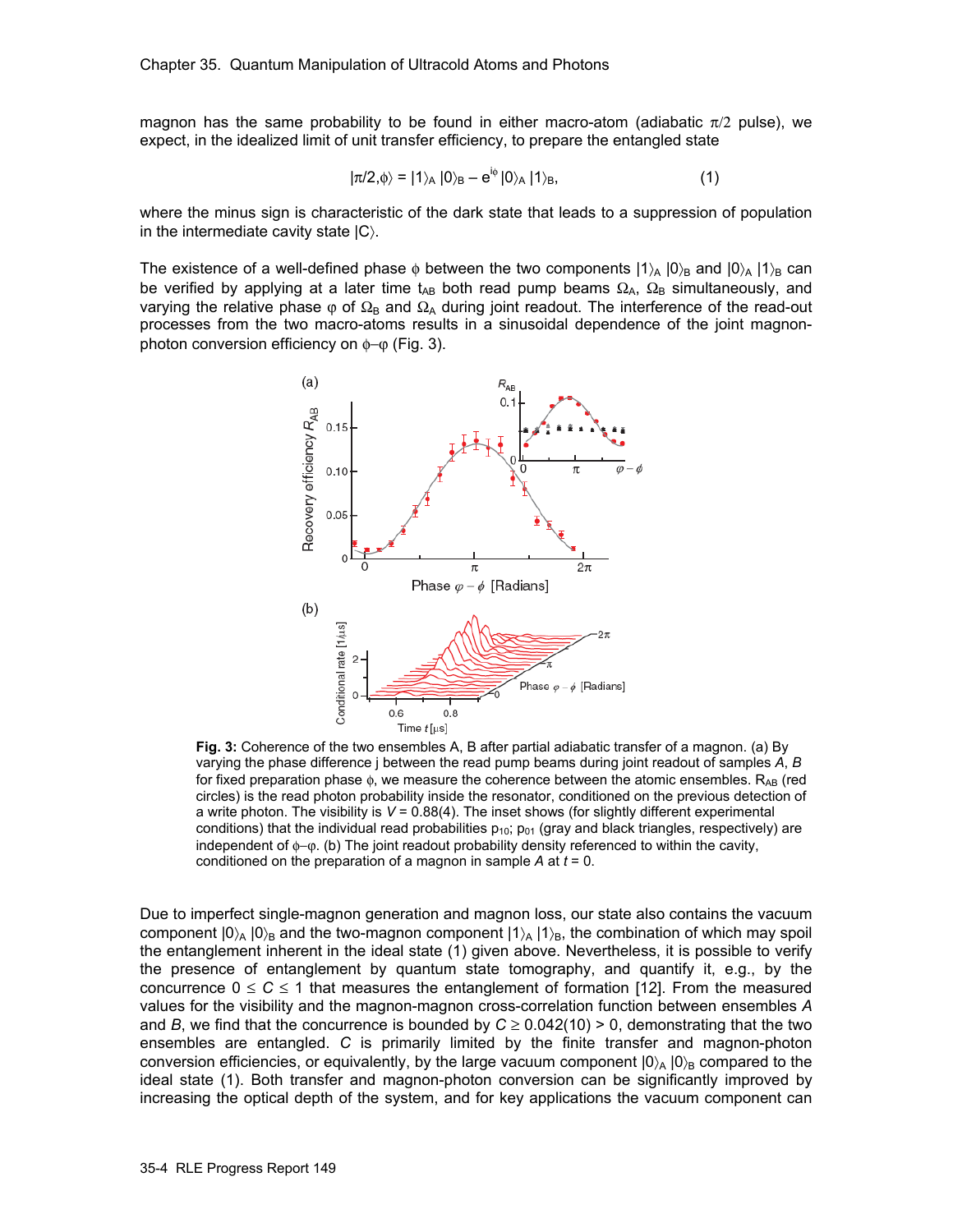magnon has the same probability to be found in either macro-atom (adiabatic $\pi/2$ pulse), we expect, in the idealized limit of unit transfer efficiency, to prepare the entangled state

$$|\pi/2,\phi\rangle = |1\rangle_A |0\rangle_B - e^{i\phi} |0\rangle_A |1\rangle_B, \quad (1)$$

where the minus sign is characteristic of the dark state that leads to a suppression of population in the intermediate cavity state $|C\rangle$.

The existence of a well-defined phase $\phi$ between the two components $|1\rangle_A |0\rangle_B$ and $|0\rangle_A |1\rangle_B$ can be verified by applying at a later time $t_{AB}$ both read pump beams $\Omega_A$, $\Omega_B$ simultaneously, and varying the relative phase $\varphi$ of $\Omega_B$ and $\Omega_A$ during joint readout. The interference of the read-out processes from the two macro-atoms results in a sinusoidal dependence of the joint magnon-photon conversion efficiency on $\phi-\varphi$ (Fig. 3).

**Fig. 3:** Coherence of the two ensembles A, B after partial adiabatic transfer of a magnon. (a) By varying the phase difference j between the read pump beams during joint readout of samples *A*, *B* for fixed preparation phase $\phi$, we measure the coherence between the atomic ensembles. $R_{AB}$ (red circles) is the read photon probability inside the resonator, conditioned on the previous detection of a write photon. The visibility is $V = 0.88(4)$. The inset shows (for slightly different experimental conditions) that the individual read probabilities $p_{10}$; $p_{01}$ (gray and black triangles, respectively) are independent of $\phi-\varphi$. (b) The joint readout probability density referenced to within the cavity, conditioned on the preparation of a magnon in sample *A* at $t = 0$.

Due to imperfect single-magnon generation and magnon loss, our state also contains the vacuum component $|0\rangle_A |0\rangle_B$ and the two-magnon component $|1\rangle_A |1\rangle_B$, the combination of which may spoil the entanglement inherent in the ideal state (1) given above. Nevertheless, it is possible to verify the presence of entanglement by quantum state tomography, and quantify it, e.g., by the concurrence $0 \leq C \leq 1$ that measures the entanglement of formation [12]. From the measured values for the visibility and the magnon-magnon cross-correlation function between ensembles *A* and *B*, we find that the concurrence is bounded by $C \geq 0.042(10) > 0$, demonstrating that the two ensembles are entangled. *C* is primarily limited by the finite transfer and magnon-photon conversion efficiencies, or equivalently, by the large vacuum component $|0\rangle_A |0\rangle_B$ compared to the ideal state (1). Both transfer and magnon-photon conversion can be significantly improved by increasing the optical depth of the system, and for key applications the vacuum component can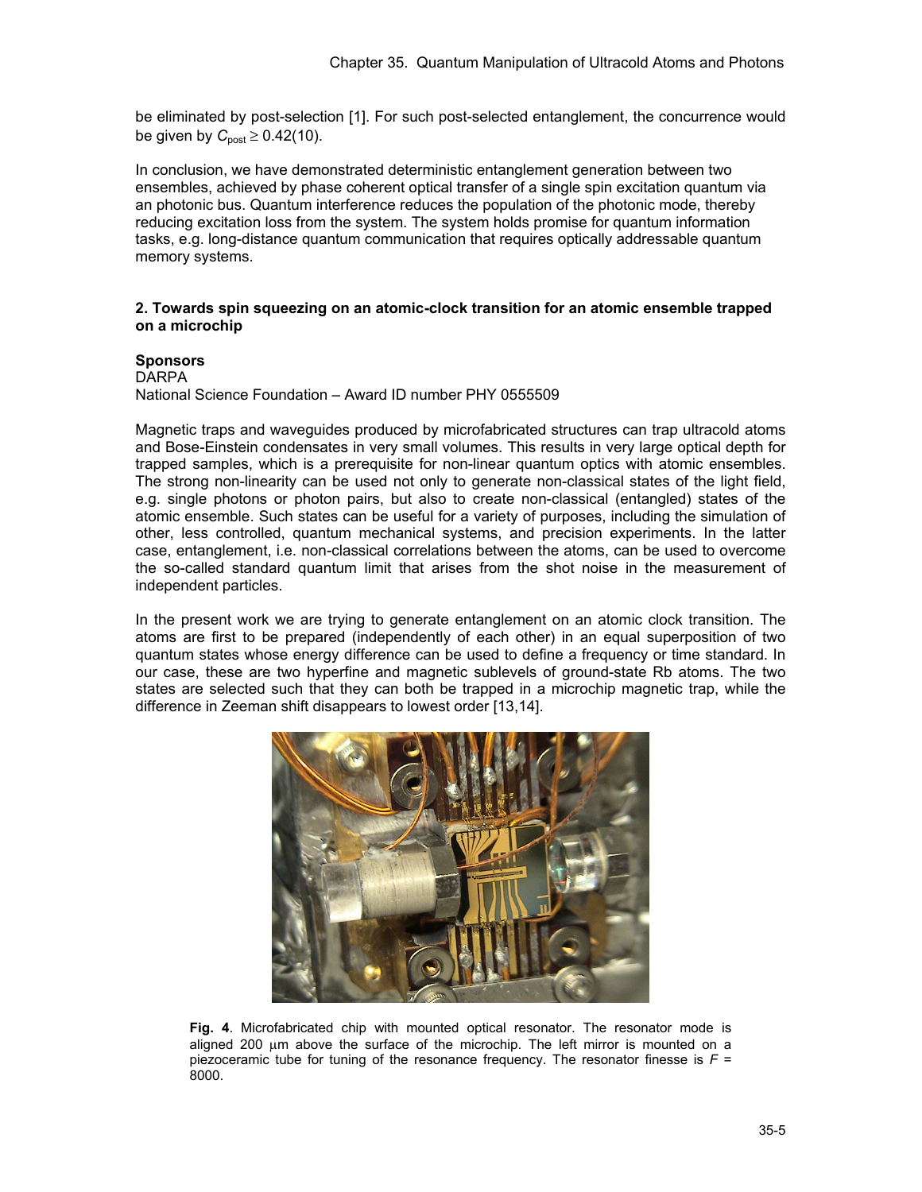be eliminated by post-selection [1]. For such post-selected entanglement, the concurrence would be given by $C_{post} \geq 0.42(10)$.

In conclusion, we have demonstrated deterministic entanglement generation between two ensembles, achieved by phase coherent optical transfer of a single spin excitation quantum via an photonic bus. Quantum interference reduces the population of the photonic mode, thereby reducing excitation loss from the system. The system holds promise for quantum information tasks, e.g. long-distance quantum communication that requires optically addressable quantum memory systems.

**2. Towards spin squeezing on an atomic-clock transition for an atomic ensemble trapped on a microchip**

**Sponsors**

DARPA

National Science Foundation – Award ID number PHY 0555509

Magnetic traps and waveguides produced by microfabricated structures can trap ultracold atoms and Bose-Einstein condensates in very small volumes. This results in very large optical depth for trapped samples, which is a prerequisite for non-linear quantum optics with atomic ensembles. The strong non-linearity can be used not only to generate non-classical states of the light field, e.g. single photons or photon pairs, but also to create non-classical (entangled) states of the atomic ensemble. Such states can be useful for a variety of purposes, including the simulation of other, less controlled, quantum mechanical systems, and precision experiments. In the latter case, entanglement, i.e. non-classical correlations between the atoms, can be used to overcome the so-called standard quantum limit that arises from the shot noise in the measurement of independent particles.

In the present work we are trying to generate entanglement on an atomic clock transition. The atoms are first to be prepared (independently of each other) in an equal superposition of two quantum states whose energy difference can be used to define a frequency or time standard. In our case, these are two hyperfine and magnetic sublevels of ground-state Rb atoms. The two states are selected such that they can both be trapped in a microchip magnetic trap, while the difference in Zeeman shift disappears to lowest order [13,14].

**Fig. 4**. Microfabricated chip with mounted optical resonator. The resonator mode is aligned 200 μm above the surface of the microchip. The left mirror is mounted on a piezoceramic tube for tuning of the resonance frequency. The resonator finesse is $F$ = 8000.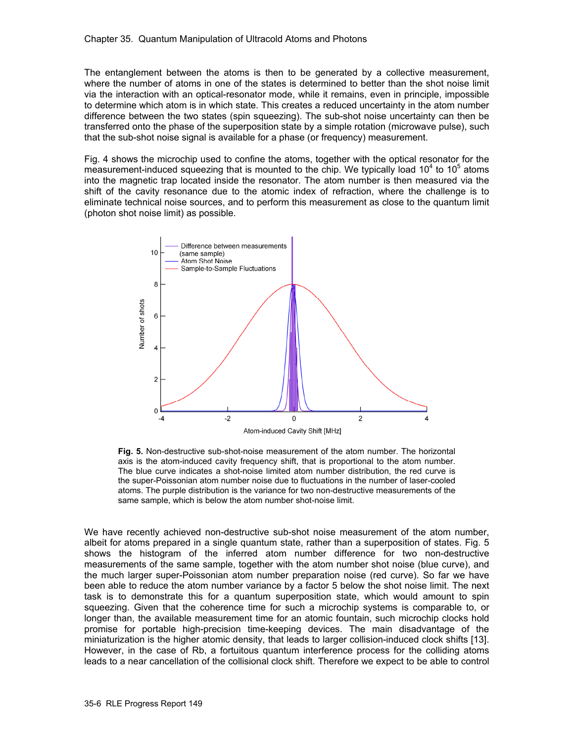The entanglement between the atoms is then to be generated by a collective measurement, where the number of atoms in one of the states is determined to better than the shot noise limit via the interaction with an optical-resonator mode, while it remains, even in principle, impossible to determine which atom is in which state. This creates a reduced uncertainty in the atom number difference between the two states (spin squeezing). The sub-shot noise uncertainty can then be transferred onto the phase of the superposition state by a simple rotation (microwave pulse), such that the sub-shot noise signal is available for a phase (or frequency) measurement.

Fig. 4 shows the microchip used to confine the atoms, together with the optical resonator for the measurement-induced squeezing that is mounted to the chip. We typically load $10^4$ to $10^5$ atoms into the magnetic trap located inside the resonator. The atom number is then measured via the shift of the cavity resonance due to the atomic index of refraction, where the challenge is to eliminate technical noise sources, and to perform this measurement as close to the quantum limit (photon shot noise limit) as possible.

**Fig. 5.** Non-destructive sub-shot-noise measurement of the atom number. The horizontal axis is the atom-induced cavity frequency shift, that is proportional to the atom number. The blue curve indicates a shot-noise limited atom number distribution, the red curve is the super-Poissonian atom number noise due to fluctuations in the number of laser-cooled atoms. The purple distribution is the variance for two non-destructive measurements of the same sample, which is below the atom number shot-noise limit.

We have recently achieved non-destructive sub-shot noise measurement of the atom number, albeit for atoms prepared in a single quantum state, rather than a superposition of states. Fig. 5 shows the histogram of the inferred atom number difference for two non-destructive measurements of the same sample, together with the atom number shot noise (blue curve), and the much larger super-Poissonian atom number preparation noise (red curve). So far we have been able to reduce the atom number variance by a factor 5 below the shot noise limit. The next task is to demonstrate this for a quantum superposition state, which would amount to spin squeezing. Given that the coherence time for such a microchip systems is comparable to, or longer than, the available measurement time for an atomic fountain, such microchip clocks hold promise for portable high-precision time-keeping devices. The main disadvantage of the miniaturization is the higher atomic density, that leads to larger collision-induced clock shifts [13]. However, in the case of Rb, a fortuitous quantum interference process for the colliding atoms leads to a near cancellation of the collisional clock shift. Therefore we expect to be able to control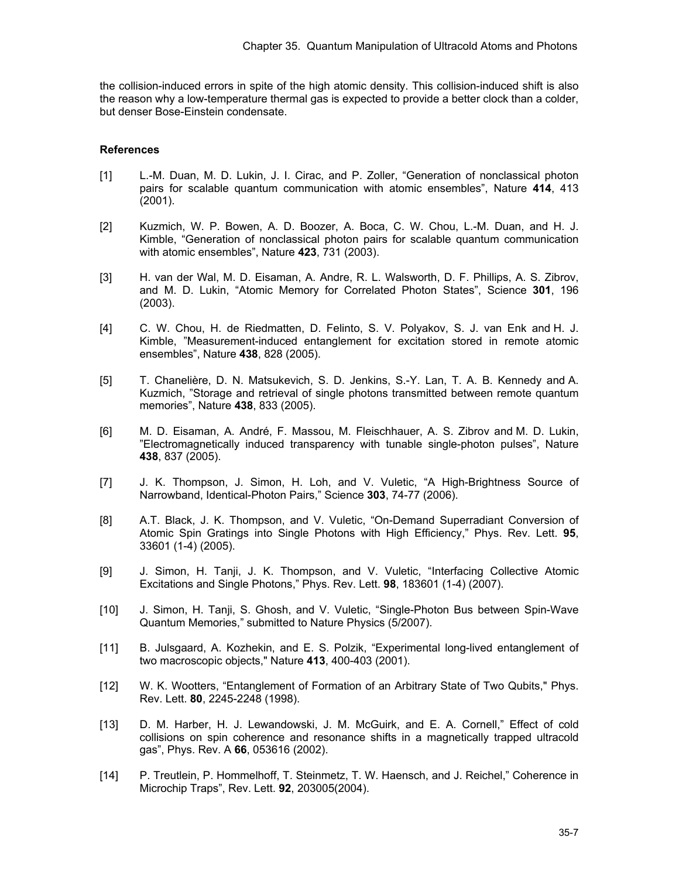the collision-induced errors in spite of the high atomic density. This collision-induced shift is also the reason why a low-temperature thermal gas is expected to provide a better clock than a colder, but denser Bose-Einstein condensate.

### References

[1] L.-M. Duan, M. D. Lukin, J. I. Cirac, and P. Zoller, "Generation of nonclassical photon pairs for scalable quantum communication with atomic ensembles", Nature **414**, 413 (2001).

[2] Kuzmich, W. P. Bowen, A. D. Boozer, A. Boca, C. W. Chou, L.-M. Duan, and H. J. Kimble, "Generation of nonclassical photon pairs for scalable quantum communication with atomic ensembles", Nature **423**, 731 (2003).

[3] H. van der Wal, M. D. Eisaman, A. Andre, R. L. Walsworth, D. F. Phillips, A. S. Zibrov, and M. D. Lukin, "Atomic Memory for Correlated Photon States", Science **301**, 196 (2003).

[4] C. W. Chou, H. de Riedmatten, D. Felinto, S. V. Polyakov, S. J. van Enk and H. J. Kimble, "Measurement-induced entanglement for excitation stored in remote atomic ensembles", Nature **438**, 828 (2005).

[5] T. Chanelière, D. N. Matsukevich, S. D. Jenkins, S.-Y. Lan, T. A. B. Kennedy and A. Kuzmich, "Storage and retrieval of single photons transmitted between remote quantum memories", Nature **438**, 833 (2005).

[6] M. D. Eisaman, A. André, F. Massou, M. Fleischhauer, A. S. Zibrov and M. D. Lukin, "Electromagnetically induced transparency with tunable single-photon pulses", Nature **438**, 837 (2005).

[7] J. K. Thompson, J. Simon, H. Loh, and V. Vuletic, "A High-Brightness Source of Narrowband, Identical-Photon Pairs," Science **303**, 74-77 (2006).

[8] A.T. Black, J. K. Thompson, and V. Vuletic, "On-Demand Superradiant Conversion of Atomic Spin Gratings into Single Photons with High Efficiency," Phys. Rev. Lett. **95**, 33601 (1-4) (2005).

[9] J. Simon, H. Tanji, J. K. Thompson, and V. Vuletic, "Interfacing Collective Atomic Excitations and Single Photons," Phys. Rev. Lett. **98**, 183601 (1-4) (2007).

[10] J. Simon, H. Tanji, S. Ghosh, and V. Vuletic, "Single-Photon Bus between Spin-Wave Quantum Memories," submitted to Nature Physics (5/2007).

[11] B. Julsgaard, A. Kozhekin, and E. S. Polzik, "Experimental long-lived entanglement of two macroscopic objects," Nature **413**, 400-403 (2001).

[12] W. K. Wootters, "Entanglement of Formation of an Arbitrary State of Two Qubits," Phys. Rev. Lett. **80**, 2245-2248 (1998).

[13] D. M. Harber, H. J. Lewandowski, J. M. McGuirk, and E. A. Cornell," Effect of cold collisions on spin coherence and resonance shifts in a magnetically trapped ultracold gas", Phys. Rev. A **66**, 053616 (2002).

[14] P. Treutlein, P. Hommelhoff, T. Steinmetz, T. W. Haensch, and J. Reichel," Coherence in Microchip Traps", Rev. Lett. **92**, 203005(2004).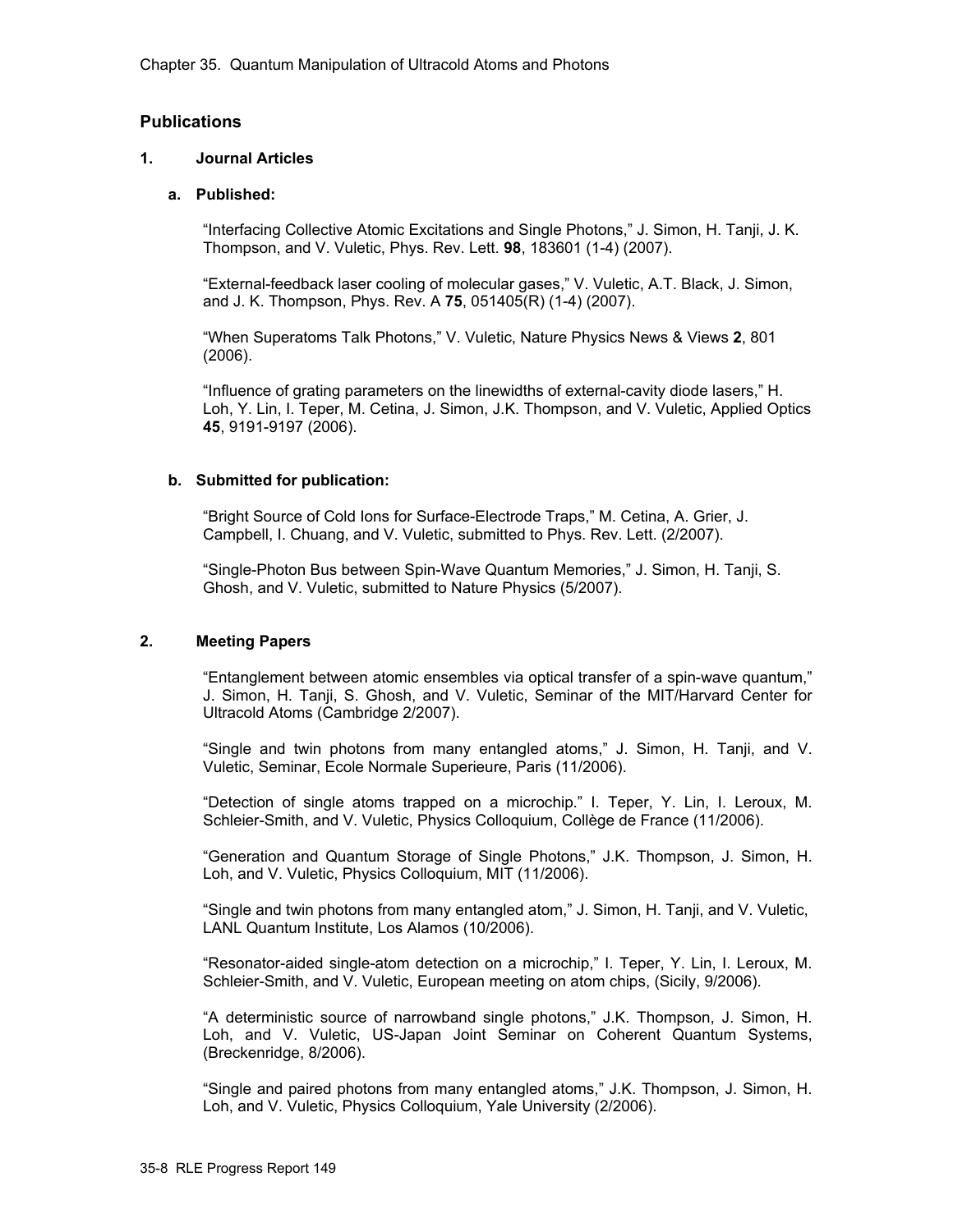## Publications

### 1. Journal Articles

#### a. Published:

"Interfacing Collective Atomic Excitations and Single Photons," J. Simon, H. Tanji, J. K. Thompson, and V. Vuletic, Phys. Rev. Lett. **98**, 183601 (1-4) (2007).

"External-feedback laser cooling of molecular gases," V. Vuletic, A.T. Black, J. Simon, and J. K. Thompson, Phys. Rev. A **75**, 051405(R) (1-4) (2007).

"When Superatoms Talk Photons," V. Vuletic, Nature Physics News & Views **2**, 801 (2006).

"Influence of grating parameters on the linewidths of external-cavity diode lasers," H. Loh, Y. Lin, I. Teper, M. Cetina, J. Simon, J.K. Thompson, and V. Vuletic, Applied Optics **45**, 9191-9197 (2006).

#### b. Submitted for publication:

"Bright Source of Cold Ions for Surface-Electrode Traps," M. Cetina, A. Grier, J. Campbell, I. Chuang, and V. Vuletic, submitted to Phys. Rev. Lett. (2/2007).

"Single-Photon Bus between Spin-Wave Quantum Memories," J. Simon, H. Tanji, S. Ghosh, and V. Vuletic, submitted to Nature Physics (5/2007).

### 2. Meeting Papers

"Entanglement between atomic ensembles via optical transfer of a spin-wave quantum," J. Simon, H. Tanji, S. Ghosh, and V. Vuletic, Seminar of the MIT/Harvard Center for Ultracold Atoms (Cambridge 2/2007).

"Single and twin photons from many entangled atoms," J. Simon, H. Tanji, and V. Vuletic, Seminar, Ecole Normale Superieure, Paris (11/2006).

"Detection of single atoms trapped on a microchip." I. Teper, Y. Lin, I. Leroux, M. Schleier-Smith, and V. Vuletic, Physics Colloquium, Collège de France (11/2006).

"Generation and Quantum Storage of Single Photons," J.K. Thompson, J. Simon, H. Loh, and V. Vuletic, Physics Colloquium, MIT (11/2006).

"Single and twin photons from many entangled atom," J. Simon, H. Tanji, and V. Vuletic, LANL Quantum Institute, Los Alamos (10/2006).

"Resonator-aided single-atom detection on a microchip," I. Teper, Y. Lin, I. Leroux, M. Schleier-Smith, and V. Vuletic, European meeting on atom chips, (Sicily, 9/2006).

"A deterministic source of narrowband single photons," J.K. Thompson, J. Simon, H. Loh, and V. Vuletic, US-Japan Joint Seminar on Coherent Quantum Systems, (Breckenridge, 8/2006).

"Single and paired photons from many entangled atoms," J.K. Thompson, J. Simon, H. Loh, and V. Vuletic, Physics Colloquium, Yale University (2/2006).